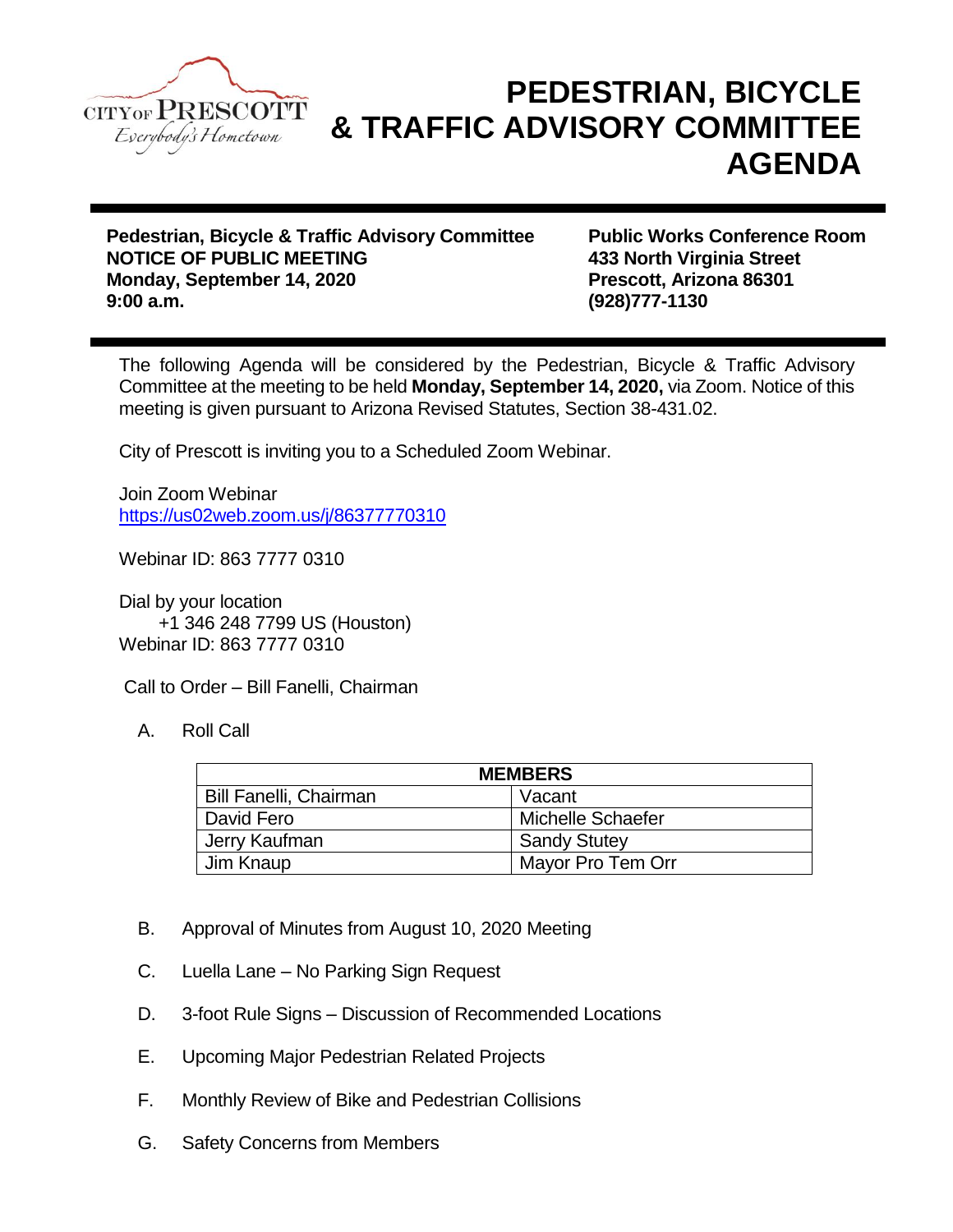# PEDESTRIAN, BICYCLE & TRAFFIC ADVISORY COMMITTEE AGENDA

**Pedestrian, Bicycle & Traffic Advisory Committee**
**NOTICE OF PUBLIC MEETING**
**Monday, September 14, 2020**
**9:00 a.m.**

**Public Works Conference Room**
**433 North Virginia Street**
**Prescott, Arizona 86301**
**(928)777-1130**

The following Agenda will be considered by the Pedestrian, Bicycle & Traffic Advisory Committee at the meeting to be held **Monday, September 14, 2020,** via Zoom. Notice of this meeting is given pursuant to Arizona Revised Statutes, Section 38-431.02.

City of Prescott is inviting you to a Scheduled Zoom Webinar.

Join Zoom Webinar
https://us02web.zoom.us/j/86377770310

Webinar ID: 863 7777 0310

Dial by your location
+1 346 248 7799 US (Houston)
Webinar ID: 863 7777 0310

Call to Order – Bill Fanelli, Chairman

A. Roll Call

| MEMBERS | |
|---|---|
| Bill Fanelli, Chairman | Vacant |
| David Fero | Michelle Schaefer |
| Jerry Kaufman | Sandy Stutey |
| Jim Knaup | Mayor Pro Tem Orr |

B. Approval of Minutes from August 10, 2020 Meeting

C. Luella Lane – No Parking Sign Request

D. 3-foot Rule Signs – Discussion of Recommended Locations

E. Upcoming Major Pedestrian Related Projects

F. Monthly Review of Bike and Pedestrian Collisions

G. Safety Concerns from Members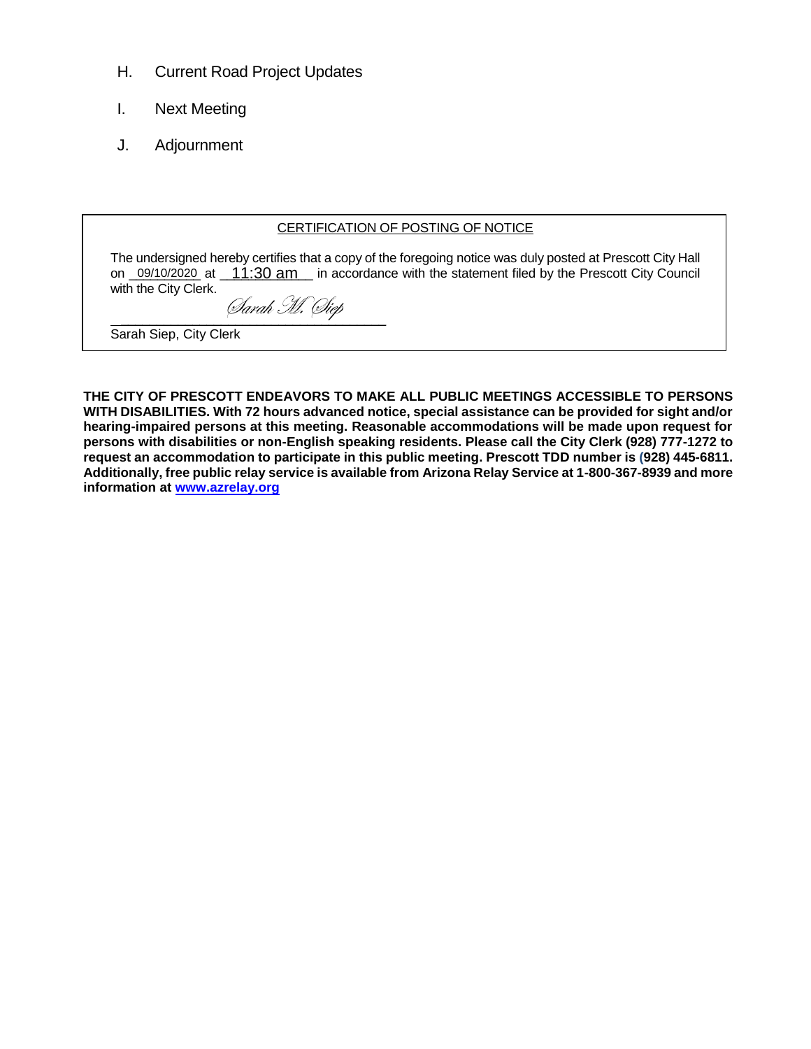H. Current Road Project Updates

I. Next Meeting

J. Adjournment

CERTIFICATION OF POSTING OF NOTICE

The undersigned hereby certifies that a copy of the foregoing notice was duly posted at Prescott City Hall on 09/10/2020 at 11:30 am in accordance with the statement filed by the Prescott City Council with the City Clerk.

*Sarah M. Siep*

Sarah Siep, City Clerk

**THE CITY OF PRESCOTT ENDEAVORS TO MAKE ALL PUBLIC MEETINGS ACCESSIBLE TO PERSONS WITH DISABILITIES. With 72 hours advanced notice, special assistance can be provided for sight and/or hearing-impaired persons at this meeting. Reasonable accommodations will be made upon request for persons with disabilities or non-English speaking residents. Please call the City Clerk (928) 777-1272 to request an accommodation to participate in this public meeting. Prescott TDD number is (928) 445-6811. Additionally, free public relay service is available from Arizona Relay Service at 1-800-367-8939 and more information at [www.azrelay.org](http://www.azrelay.org)**